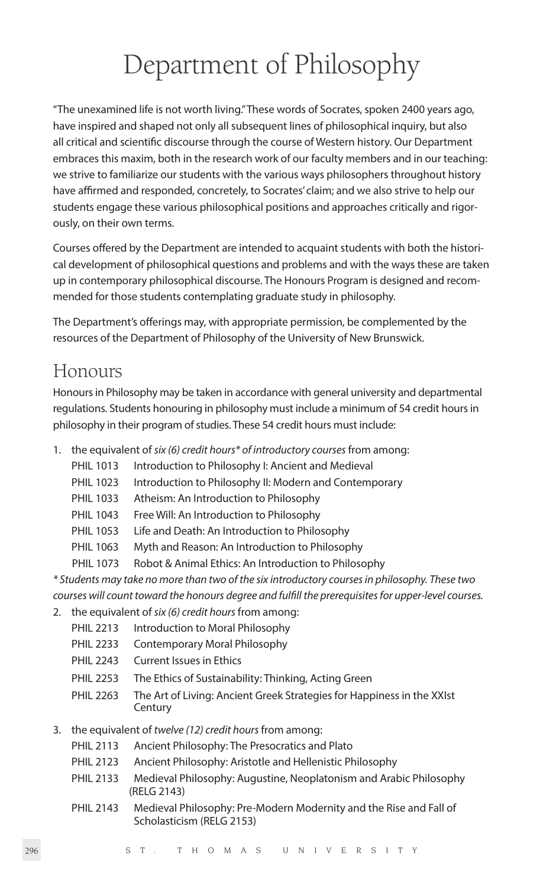# Department of Philosophy

"The unexamined life is not worth living." These words of Socrates, spoken 2400 years ago, have inspired and shaped not only all subsequent lines of philosophical inquiry, but also all critical and scientific discourse through the course of Western history. Our Department embraces this maxim, both in the research work of our faculty members and in our teaching: we strive to familiarize our students with the various ways philosophers throughout history have affirmed and responded, concretely, to Socrates' claim; and we also strive to help our students engage these various philosophical positions and approaches critically and rigorously, on their own terms.

Courses offered by the Department are intended to acquaint students with both the historical development of philosophical questions and problems and with the ways these are taken up in contemporary philosophical discourse. The Honours Program is designed and recommended for those students contemplating graduate study in philosophy.

The Department's offerings may, with appropriate permission, be complemented by the resources of the Department of Philosophy of the University of New Brunswick.

## Honours

Honours in Philosophy may be taken in accordance with general university and departmental regulations. Students honouring in philosophy must include a minimum of 54 credit hours in philosophy in their program of studies. These 54 credit hours must include:

1. the equivalent of *six (6) credit hours\* of introductory courses* from among:
   - PHIL 1013 Introduction to Philosophy I: Ancient and Medieval
   - PHIL 1023 Introduction to Philosophy II: Modern and Contemporary
   - PHIL 1033 Atheism: An Introduction to Philosophy
   - PHIL 1043 Free Will: An Introduction to Philosophy
   - PHIL 1053 Life and Death: An Introduction to Philosophy
   - PHIL 1063 Myth and Reason: An Introduction to Philosophy
   - PHIL 1073 Robot & Animal Ethics: An Introduction to Philosophy

*\* Students may take no more than two of the six introductory courses in philosophy. These two courses will count toward the honours degree and fulfill the prerequisites for upper-level courses.*

2. the equivalent of *six (6) credit hours* from among:
   - PHIL 2213 Introduction to Moral Philosophy
   - PHIL 2233 Contemporary Moral Philosophy
   - PHIL 2243 Current Issues in Ethics
   - PHIL 2253 The Ethics of Sustainability: Thinking, Acting Green
   - PHIL 2263 The Art of Living: Ancient Greek Strategies for Happiness in the XXIst Century

3. the equivalent of *twelve (12) credit hours* from among:
   - PHIL 2113 Ancient Philosophy: The Presocratics and Plato
   - PHIL 2123 Ancient Philosophy: Aristotle and Hellenistic Philosophy
   - PHIL 2133 Medieval Philosophy: Augustine, Neoplatonism and Arabic Philosophy (RELG 2143)
   - PHIL 2143 Medieval Philosophy: Pre-Modern Modernity and the Rise and Fall of Scholasticism (RELG 2153)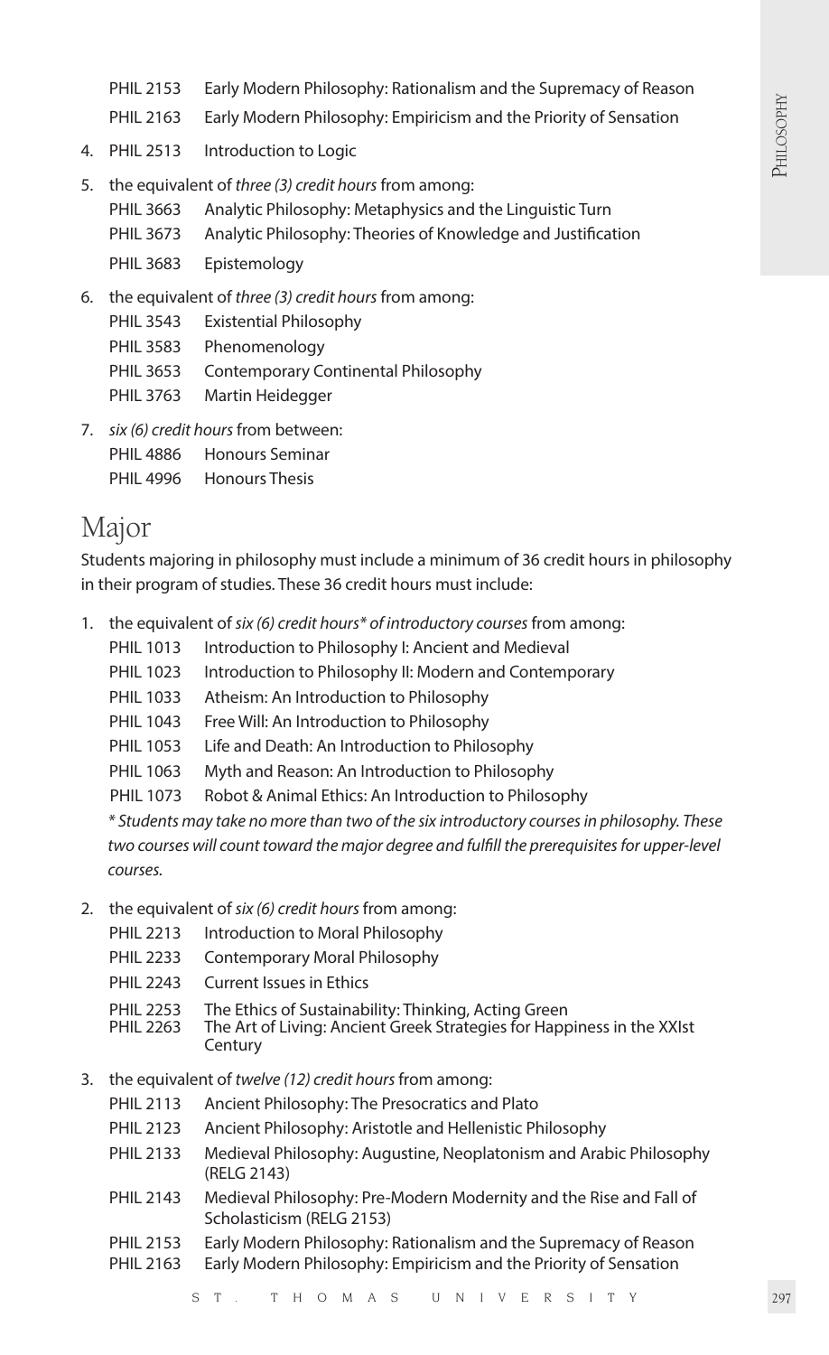PHIL 2153 Early Modern Philosophy: Rationalism and the Supremacy of Reason
PHIL 2163 Early Modern Philosophy: Empiricism and the Priority of Sensation

4. PHIL 2513 Introduction to Logic
5. the equivalent of *three (3) credit hours* from among:
   PHIL 3663 Analytic Philosophy: Metaphysics and the Linguistic Turn
   PHIL 3673 Analytic Philosophy: Theories of Knowledge and Justification
   PHIL 3683 Epistemology
6. the equivalent of *three (3) credit hours* from among:
   PHIL 3543 Existential Philosophy
   PHIL 3583 Phenomenology
   PHIL 3653 Contemporary Continental Philosophy
   PHIL 3763 Martin Heidegger
7. *six (6) credit hours* from between:
   PHIL 4886 Honours Seminar
   PHIL 4996 Honours Thesis

## Major

Students majoring in philosophy must include a minimum of 36 credit hours in philosophy in their program of studies. These 36 credit hours must include:

1. the equivalent of *six (6) credit hours\* of introductory courses* from among:
   PHIL 1013 Introduction to Philosophy I: Ancient and Medieval
   PHIL 1023 Introduction to Philosophy II: Modern and Contemporary
   PHIL 1033 Atheism: An Introduction to Philosophy
   PHIL 1043 Free Will: An Introduction to Philosophy
   PHIL 1053 Life and Death: An Introduction to Philosophy
   PHIL 1063 Myth and Reason: An Introduction to Philosophy
   PHIL 1073 Robot & Animal Ethics: An Introduction to Philosophy

   *\* Students may take no more than two of the six introductory courses in philosophy. These two courses will count toward the major degree and fulfill the prerequisites for upper-level courses.*
2. the equivalent of *six (6) credit hours* from among:
   PHIL 2213 Introduction to Moral Philosophy
   PHIL 2233 Contemporary Moral Philosophy
   PHIL 2243 Current Issues in Ethics
   PHIL 2253 The Ethics of Sustainability: Thinking, Acting Green
   PHIL 2263 The Art of Living: Ancient Greek Strategies for Happiness in the XXIst Century
3. the equivalent of *twelve (12) credit hours* from among:
   PHIL 2113 Ancient Philosophy: The Presocratics and Plato
   PHIL 2123 Ancient Philosophy: Aristotle and Hellenistic Philosophy
   PHIL 2133 Medieval Philosophy: Augustine, Neoplatonism and Arabic Philosophy (RELG 2143)
   PHIL 2143 Medieval Philosophy: Pre-Modern Modernity and the Rise and Fall of Scholasticism (RELG 2153)
   PHIL 2153 Early Modern Philosophy: Rationalism and the Supremacy of Reason
   PHIL 2163 Early Modern Philosophy: Empiricism and the Priority of Sensation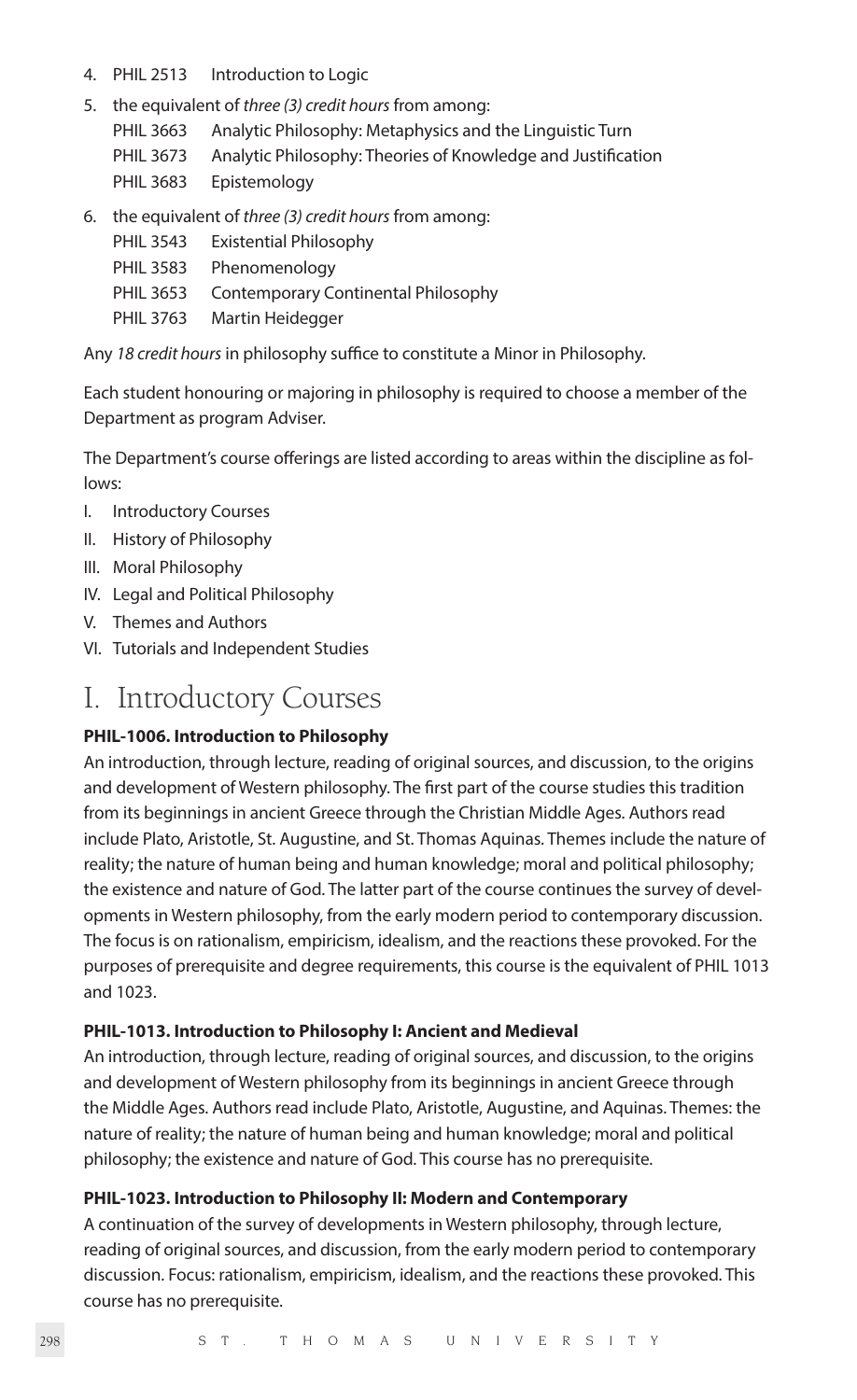4. PHIL 2513 Introduction to Logic
5. the equivalent of *three (3) credit hours* from among:
   - PHIL 3663 Analytic Philosophy: Metaphysics and the Linguistic Turn
   - PHIL 3673 Analytic Philosophy: Theories of Knowledge and Justification
   - PHIL 3683 Epistemology
6. the equivalent of *three (3) credit hours* from among:
   - PHIL 3543 Existential Philosophy
   - PHIL 3583 Phenomenology
   - PHIL 3653 Contemporary Continental Philosophy
   - PHIL 3763 Martin Heidegger

Any *18 credit hours* in philosophy suffice to constitute a Minor in Philosophy.

Each student honouring or majoring in philosophy is required to choose a member of the Department as program Adviser.

The Department's course offerings are listed according to areas within the discipline as follows:

I. Introductory Courses
II. History of Philosophy
III. Moral Philosophy
IV. Legal and Political Philosophy
V. Themes and Authors
VI. Tutorials and Independent Studies

# I. Introductory Courses

**PHIL-1006. Introduction to Philosophy**

An introduction, through lecture, reading of original sources, and discussion, to the origins and development of Western philosophy. The first part of the course studies this tradition from its beginnings in ancient Greece through the Christian Middle Ages. Authors read include Plato, Aristotle, St. Augustine, and St. Thomas Aquinas. Themes include the nature of reality; the nature of human being and human knowledge; moral and political philosophy; the existence and nature of God. The latter part of the course continues the survey of developments in Western philosophy, from the early modern period to contemporary discussion. The focus is on rationalism, empiricism, idealism, and the reactions these provoked. For the purposes of prerequisite and degree requirements, this course is the equivalent of PHIL 1013 and 1023.

**PHIL-1013. Introduction to Philosophy I: Ancient and Medieval**

An introduction, through lecture, reading of original sources, and discussion, to the origins and development of Western philosophy from its beginnings in ancient Greece through the Middle Ages. Authors read include Plato, Aristotle, Augustine, and Aquinas. Themes: the nature of reality; the nature of human being and human knowledge; moral and political philosophy; the existence and nature of God. This course has no prerequisite.

**PHIL-1023. Introduction to Philosophy II: Modern and Contemporary**

A continuation of the survey of developments in Western philosophy, through lecture, reading of original sources, and discussion, from the early modern period to contemporary discussion. Focus: rationalism, empiricism, idealism, and the reactions these provoked. This course has no prerequisite.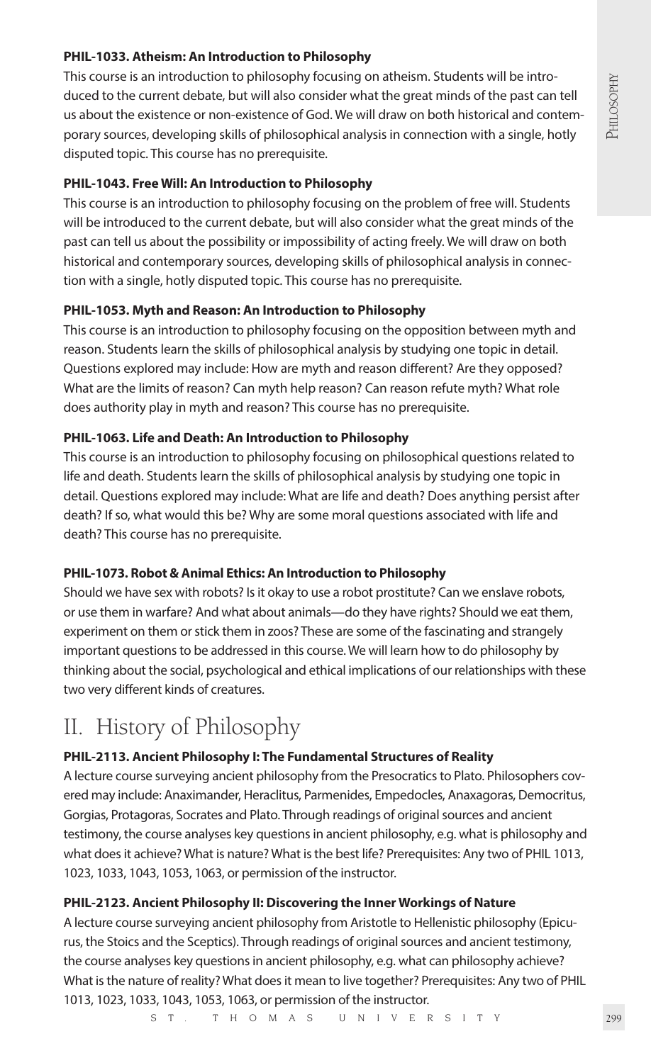**PHIL-1033. Atheism: An Introduction to Philosophy**

This course is an introduction to philosophy focusing on atheism. Students will be introduced to the current debate, but will also consider what the great minds of the past can tell us about the existence or non-existence of God. We will draw on both historical and contemporary sources, developing skills of philosophical analysis in connection with a single, hotly disputed topic. This course has no prerequisite.

**PHIL-1043. Free Will: An Introduction to Philosophy**

This course is an introduction to philosophy focusing on the problem of free will. Students will be introduced to the current debate, but will also consider what the great minds of the past can tell us about the possibility or impossibility of acting freely. We will draw on both historical and contemporary sources, developing skills of philosophical analysis in connection with a single, hotly disputed topic. This course has no prerequisite.

**PHIL-1053. Myth and Reason: An Introduction to Philosophy**

This course is an introduction to philosophy focusing on the opposition between myth and reason. Students learn the skills of philosophical analysis by studying one topic in detail. Questions explored may include: How are myth and reason different? Are they opposed? What are the limits of reason? Can myth help reason? Can reason refute myth? What role does authority play in myth and reason? This course has no prerequisite.

**PHIL-1063. Life and Death: An Introduction to Philosophy**

This course is an introduction to philosophy focusing on philosophical questions related to life and death. Students learn the skills of philosophical analysis by studying one topic in detail. Questions explored may include: What are life and death? Does anything persist after death? If so, what would this be? Why are some moral questions associated with life and death? This course has no prerequisite.

**PHIL-1073. Robot & Animal Ethics: An Introduction to Philosophy**

Should we have sex with robots? Is it okay to use a robot prostitute? Can we enslave robots, or use them in warfare? And what about animals—do they have rights? Should we eat them, experiment on them or stick them in zoos? These are some of the fascinating and strangely important questions to be addressed in this course. We will learn how to do philosophy by thinking about the social, psychological and ethical implications of our relationships with these two very different kinds of creatures.

## II. History of Philosophy

**PHIL-2113. Ancient Philosophy I: The Fundamental Structures of Reality**

A lecture course surveying ancient philosophy from the Presocratics to Plato. Philosophers covered may include: Anaximander, Heraclitus, Parmenides, Empedocles, Anaxagoras, Democritus, Gorgias, Protagoras, Socrates and Plato. Through readings of original sources and ancient testimony, the course analyses key questions in ancient philosophy, e.g. what is philosophy and what does it achieve? What is nature? What is the best life? Prerequisites: Any two of PHIL 1013, 1023, 1033, 1043, 1053, 1063, or permission of the instructor.

**PHIL-2123. Ancient Philosophy II: Discovering the Inner Workings of Nature**

A lecture course surveying ancient philosophy from Aristotle to Hellenistic philosophy (Epicurus, the Stoics and the Sceptics). Through readings of original sources and ancient testimony, the course analyses key questions in ancient philosophy, e.g. what can philosophy achieve? What is the nature of reality? What does it mean to live together? Prerequisites: Any two of PHIL 1013, 1023, 1033, 1043, 1053, 1063, or permission of the instructor.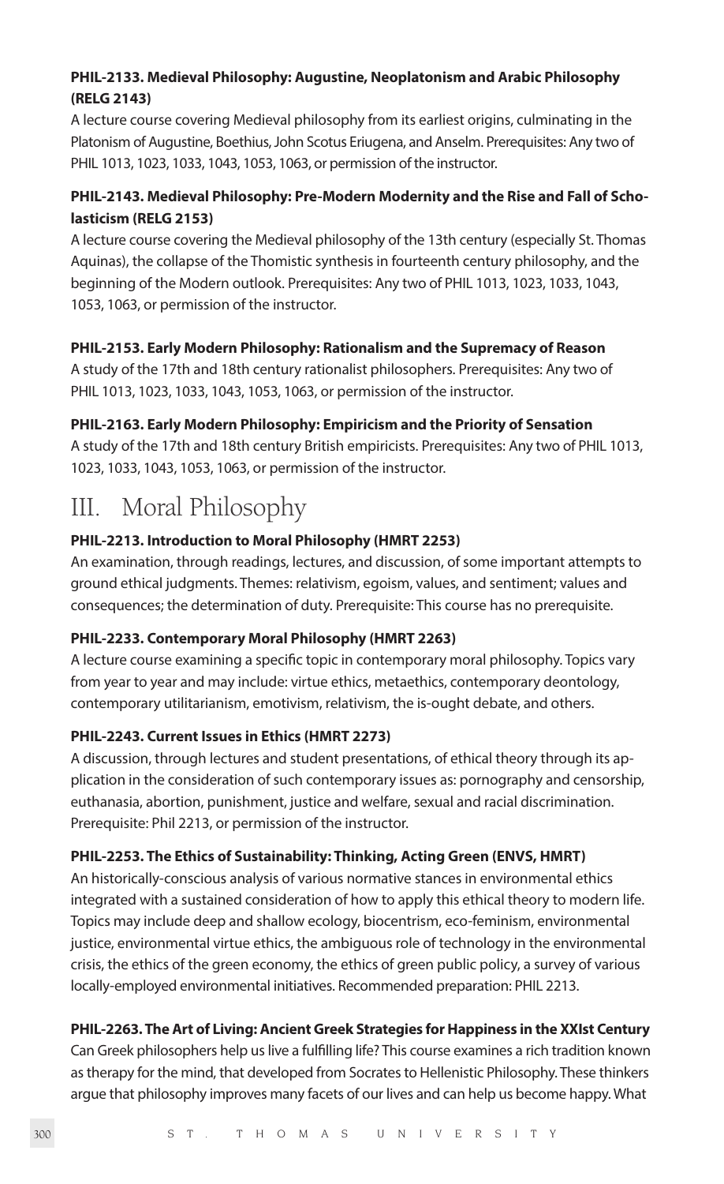**PHIL-2133. Medieval Philosophy: Augustine, Neoplatonism and Arabic Philosophy (RELG 2143)**

A lecture course covering Medieval philosophy from its earliest origins, culminating in the Platonism of Augustine, Boethius, John Scotus Eriugena, and Anselm. Prerequisites: Any two of PHIL 1013, 1023, 1033, 1043, 1053, 1063, or permission of the instructor.

**PHIL-2143. Medieval Philosophy: Pre-Modern Modernity and the Rise and Fall of Scholasticism (RELG 2153)**

A lecture course covering the Medieval philosophy of the 13th century (especially St. Thomas Aquinas), the collapse of the Thomistic synthesis in fourteenth century philosophy, and the beginning of the Modern outlook. Prerequisites: Any two of PHIL 1013, 1023, 1033, 1043, 1053, 1063, or permission of the instructor.

**PHIL-2153. Early Modern Philosophy: Rationalism and the Supremacy of Reason**

A study of the 17th and 18th century rationalist philosophers. Prerequisites: Any two of PHIL 1013, 1023, 1033, 1043, 1053, 1063, or permission of the instructor.

**PHIL-2163. Early Modern Philosophy: Empiricism and the Priority of Sensation**

A study of the 17th and 18th century British empiricists. Prerequisites: Any two of PHIL 1013, 1023, 1033, 1043, 1053, 1063, or permission of the instructor.

# III. Moral Philosophy

**PHIL-2213. Introduction to Moral Philosophy (HMRT 2253)**

An examination, through readings, lectures, and discussion, of some important attempts to ground ethical judgments. Themes: relativism, egoism, values, and sentiment; values and consequences; the determination of duty. Prerequisite: This course has no prerequisite.

**PHIL-2233. Contemporary Moral Philosophy (HMRT 2263)**

A lecture course examining a specific topic in contemporary moral philosophy. Topics vary from year to year and may include: virtue ethics, metaethics, contemporary deontology, contemporary utilitarianism, emotivism, relativism, the is-ought debate, and others.

**PHIL-2243. Current Issues in Ethics (HMRT 2273)**

A discussion, through lectures and student presentations, of ethical theory through its application in the consideration of such contemporary issues as: pornography and censorship, euthanasia, abortion, punishment, justice and welfare, sexual and racial discrimination. Prerequisite: Phil 2213, or permission of the instructor.

**PHIL-2253. The Ethics of Sustainability: Thinking, Acting Green (ENVS, HMRT)**

An historically-conscious analysis of various normative stances in environmental ethics integrated with a sustained consideration of how to apply this ethical theory to modern life. Topics may include deep and shallow ecology, biocentrism, eco-feminism, environmental justice, environmental virtue ethics, the ambiguous role of technology in the environmental crisis, the ethics of the green economy, the ethics of green public policy, a survey of various locally-employed environmental initiatives. Recommended preparation: PHIL 2213.

**PHIL-2263. The Art of Living: Ancient Greek Strategies for Happiness in the XXIst Century**

Can Greek philosophers help us live a fulfilling life? This course examines a rich tradition known as therapy for the mind, that developed from Socrates to Hellenistic Philosophy. These thinkers argue that philosophy improves many facets of our lives and can help us become happy. What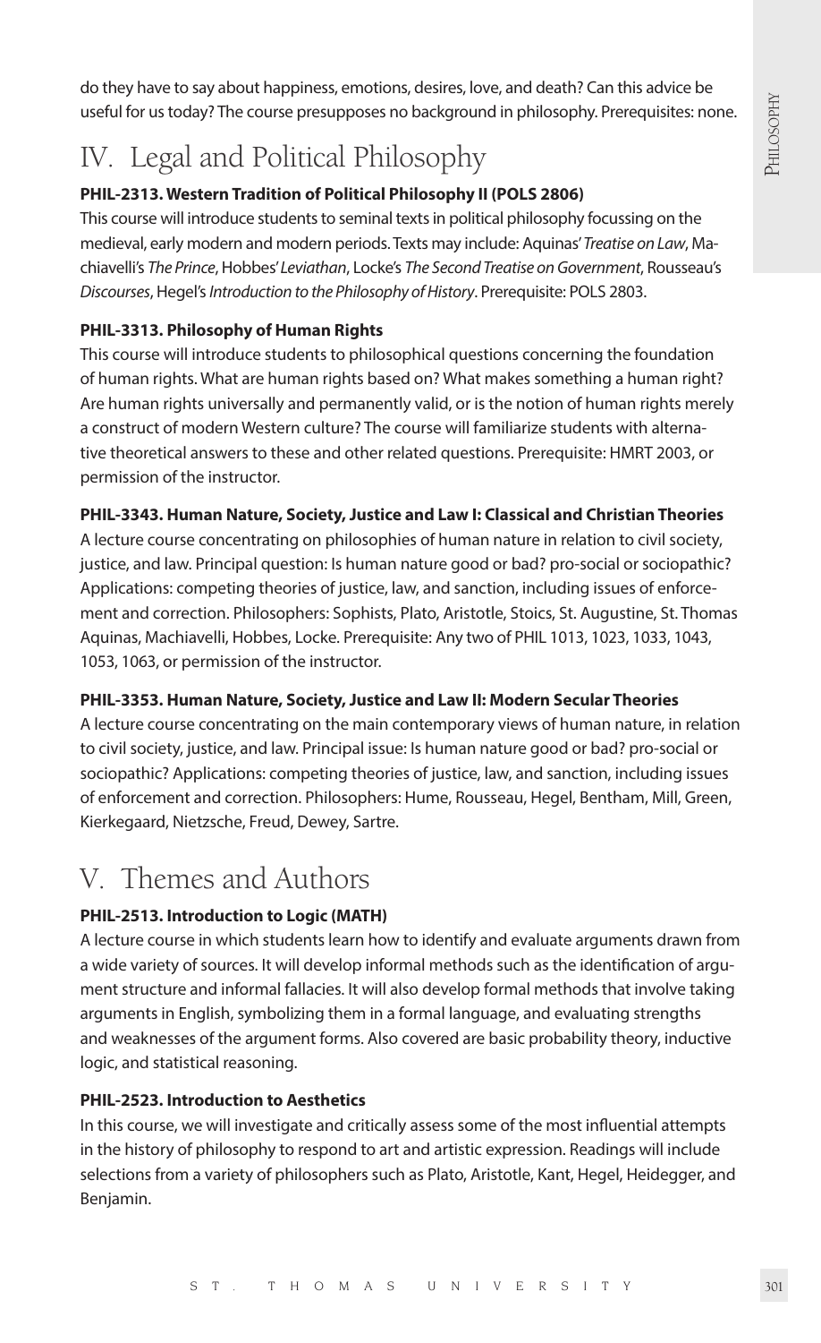do they have to say about happiness, emotions, desires, love, and death? Can this advice be useful for us today? The course presupposes no background in philosophy. Prerequisites: none.

## IV. Legal and Political Philosophy

**PHIL-2313. Western Tradition of Political Philosophy II (POLS 2806)**

This course will introduce students to seminal texts in political philosophy focussing on the medieval, early modern and modern periods. Texts may include: Aquinas' *Treatise on Law*, Machiavelli's *The Prince*, Hobbes' *Leviathan*, Locke's *The Second Treatise on Government*, Rousseau's *Discourses*, Hegel's *Introduction to the Philosophy of History*. Prerequisite: POLS 2803.

**PHIL-3313. Philosophy of Human Rights**

This course will introduce students to philosophical questions concerning the foundation of human rights. What are human rights based on? What makes something a human right? Are human rights universally and permanently valid, or is the notion of human rights merely a construct of modern Western culture? The course will familiarize students with alternative theoretical answers to these and other related questions. Prerequisite: HMRT 2003, or permission of the instructor.

**PHIL-3343. Human Nature, Society, Justice and Law I: Classical and Christian Theories**

A lecture course concentrating on philosophies of human nature in relation to civil society, justice, and law. Principal question: Is human nature good or bad? pro-social or sociopathic? Applications: competing theories of justice, law, and sanction, including issues of enforcement and correction. Philosophers: Sophists, Plato, Aristotle, Stoics, St. Augustine, St. Thomas Aquinas, Machiavelli, Hobbes, Locke. Prerequisite: Any two of PHIL 1013, 1023, 1033, 1043, 1053, 1063, or permission of the instructor.

**PHIL-3353. Human Nature, Society, Justice and Law II: Modern Secular Theories**

A lecture course concentrating on the main contemporary views of human nature, in relation to civil society, justice, and law. Principal issue: Is human nature good or bad? pro-social or sociopathic? Applications: competing theories of justice, law, and sanction, including issues of enforcement and correction. Philosophers: Hume, Rousseau, Hegel, Bentham, Mill, Green, Kierkegaard, Nietzsche, Freud, Dewey, Sartre.

## V. Themes and Authors

**PHIL-2513. Introduction to Logic (MATH)**

A lecture course in which students learn how to identify and evaluate arguments drawn from a wide variety of sources. It will develop informal methods such as the identification of argument structure and informal fallacies. It will also develop formal methods that involve taking arguments in English, symbolizing them in a formal language, and evaluating strengths and weaknesses of the argument forms. Also covered are basic probability theory, inductive logic, and statistical reasoning.

**PHIL-2523. Introduction to Aesthetics**

In this course, we will investigate and critically assess some of the most influential attempts in the history of philosophy to respond to art and artistic expression. Readings will include selections from a variety of philosophers such as Plato, Aristotle, Kant, Hegel, Heidegger, and Benjamin.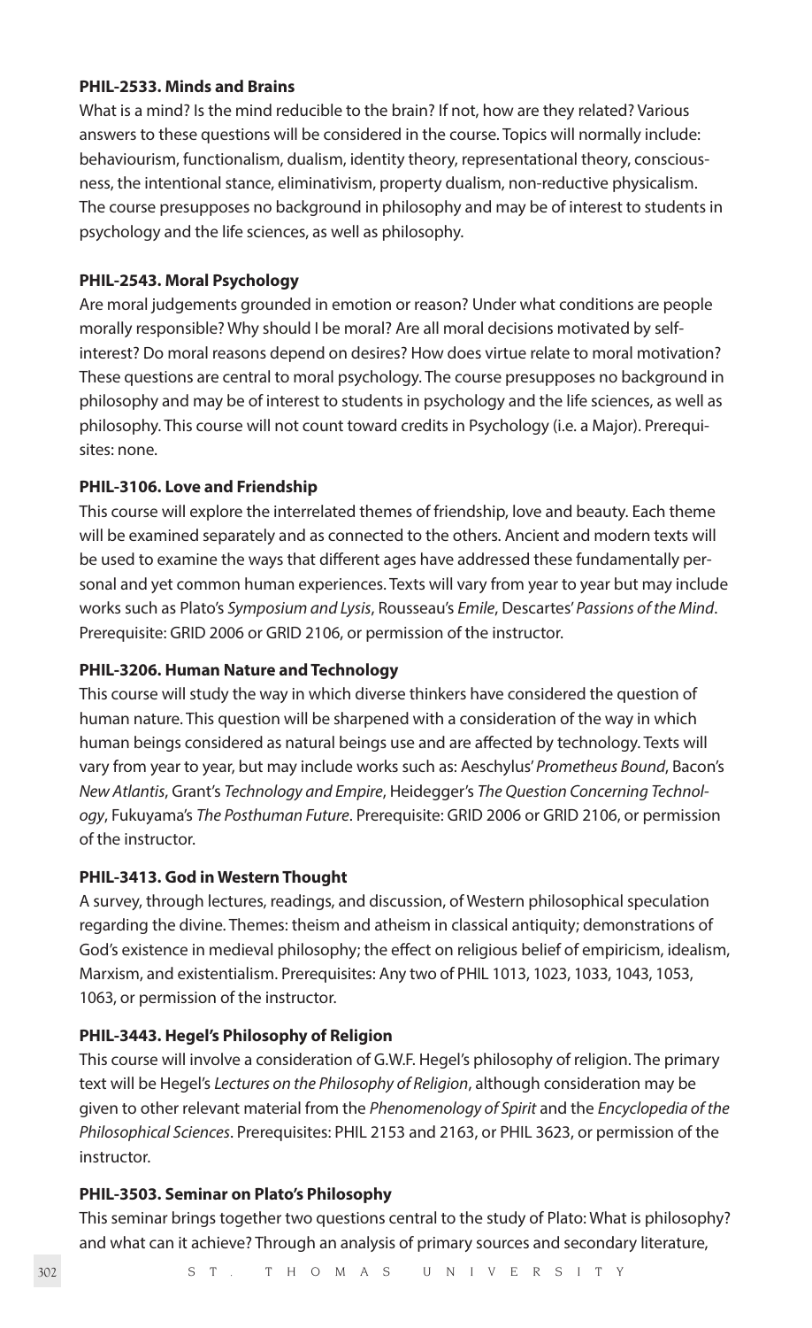**PHIL-2533. Minds and Brains**

What is a mind? Is the mind reducible to the brain? If not, how are they related? Various answers to these questions will be considered in the course. Topics will normally include: behaviourism, functionalism, dualism, identity theory, representational theory, consciousness, the intentional stance, eliminativism, property dualism, non-reductive physicalism. The course presupposes no background in philosophy and may be of interest to students in psychology and the life sciences, as well as philosophy.

**PHIL-2543. Moral Psychology**

Are moral judgements grounded in emotion or reason? Under what conditions are people morally responsible? Why should I be moral? Are all moral decisions motivated by self-interest? Do moral reasons depend on desires? How does virtue relate to moral motivation? These questions are central to moral psychology. The course presupposes no background in philosophy and may be of interest to students in psychology and the life sciences, as well as philosophy. This course will not count toward credits in Psychology (i.e. a Major). Prerequisites: none.

**PHIL-3106. Love and Friendship**

This course will explore the interrelated themes of friendship, love and beauty. Each theme will be examined separately and as connected to the others. Ancient and modern texts will be used to examine the ways that different ages have addressed these fundamentally personal and yet common human experiences. Texts will vary from year to year but may include works such as Plato's *Symposium and Lysis*, Rousseau's *Emile*, Descartes' *Passions of the Mind*. Prerequisite: GRID 2006 or GRID 2106, or permission of the instructor.

**PHIL-3206. Human Nature and Technology**

This course will study the way in which diverse thinkers have considered the question of human nature. This question will be sharpened with a consideration of the way in which human beings considered as natural beings use and are affected by technology. Texts will vary from year to year, but may include works such as: Aeschylus' *Prometheus Bound*, Bacon's *New Atlantis*, Grant's *Technology and Empire*, Heidegger's *The Question Concerning Technology*, Fukuyama's *The Posthuman Future*. Prerequisite: GRID 2006 or GRID 2106, or permission of the instructor.

**PHIL-3413. God in Western Thought**

A survey, through lectures, readings, and discussion, of Western philosophical speculation regarding the divine. Themes: theism and atheism in classical antiquity; demonstrations of God's existence in medieval philosophy; the effect on religious belief of empiricism, idealism, Marxism, and existentialism. Prerequisites: Any two of PHIL 1013, 1023, 1033, 1043, 1053, 1063, or permission of the instructor.

**PHIL-3443. Hegel's Philosophy of Religion**

This course will involve a consideration of G.W.F. Hegel's philosophy of religion. The primary text will be Hegel's *Lectures on the Philosophy of Religion*, although consideration may be given to other relevant material from the *Phenomenology of Spirit* and the *Encyclopedia of the Philosophical Sciences*. Prerequisites: PHIL 2153 and 2163, or PHIL 3623, or permission of the instructor.

**PHIL-3503. Seminar on Plato's Philosophy**

This seminar brings together two questions central to the study of Plato: What is philosophy? and what can it achieve? Through an analysis of primary sources and secondary literature,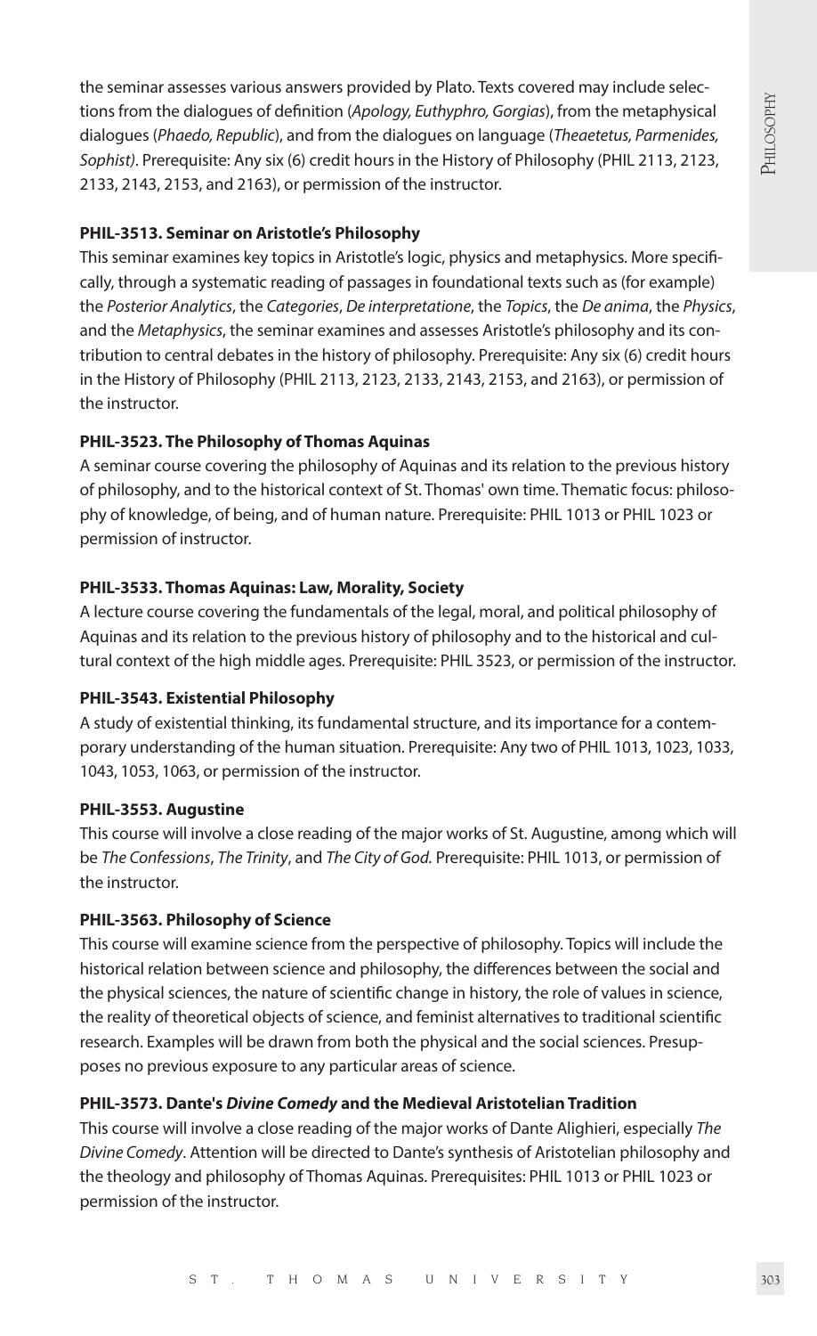the seminar assesses various answers provided by Plato. Texts covered may include selections from the dialogues of definition (*Apology, Euthyphro, Gorgias*), from the metaphysical dialogues (*Phaedo, Republic*), and from the dialogues on language (*Theaetetus, Parmenides, Sophist)*. Prerequisite: Any six (6) credit hours in the History of Philosophy (PHIL 2113, 2123, 2133, 2143, 2153, and 2163), or permission of the instructor.

**PHIL-3513. Seminar on Aristotle's Philosophy**

This seminar examines key topics in Aristotle's logic, physics and metaphysics. More specifically, through a systematic reading of passages in foundational texts such as (for example) the *Posterior Analytics*, the *Categories*, *De interpretatione*, the *Topics*, the *De anima*, the *Physics*, and the *Metaphysics*, the seminar examines and assesses Aristotle's philosophy and its contribution to central debates in the history of philosophy. Prerequisite: Any six (6) credit hours in the History of Philosophy (PHIL 2113, 2123, 2133, 2143, 2153, and 2163), or permission of the instructor.

**PHIL-3523. The Philosophy of Thomas Aquinas**

A seminar course covering the philosophy of Aquinas and its relation to the previous history of philosophy, and to the historical context of St. Thomas' own time. Thematic focus: philosophy of knowledge, of being, and of human nature. Prerequisite: PHIL 1013 or PHIL 1023 or permission of instructor.

**PHIL-3533. Thomas Aquinas: Law, Morality, Society**

A lecture course covering the fundamentals of the legal, moral, and political philosophy of Aquinas and its relation to the previous history of philosophy and to the historical and cultural context of the high middle ages. Prerequisite: PHIL 3523, or permission of the instructor.

**PHIL-3543. Existential Philosophy**

A study of existential thinking, its fundamental structure, and its importance for a contemporary understanding of the human situation. Prerequisite: Any two of PHIL 1013, 1023, 1033, 1043, 1053, 1063, or permission of the instructor.

**PHIL-3553. Augustine**

This course will involve a close reading of the major works of St. Augustine, among which will be *The Confessions*, *The Trinity*, and *The City of God.* Prerequisite: PHIL 1013, or permission of the instructor.

**PHIL-3563. Philosophy of Science**

This course will examine science from the perspective of philosophy. Topics will include the historical relation between science and philosophy, the differences between the social and the physical sciences, the nature of scientific change in history, the role of values in science, the reality of theoretical objects of science, and feminist alternatives to traditional scientific research. Examples will be drawn from both the physical and the social sciences. Presupposes no previous exposure to any particular areas of science.

**PHIL-3573. Dante's *Divine Comedy* and the Medieval Aristotelian Tradition**

This course will involve a close reading of the major works of Dante Alighieri, especially *The Divine Comedy*. Attention will be directed to Dante's synthesis of Aristotelian philosophy and the theology and philosophy of Thomas Aquinas. Prerequisites: PHIL 1013 or PHIL 1023 or permission of the instructor.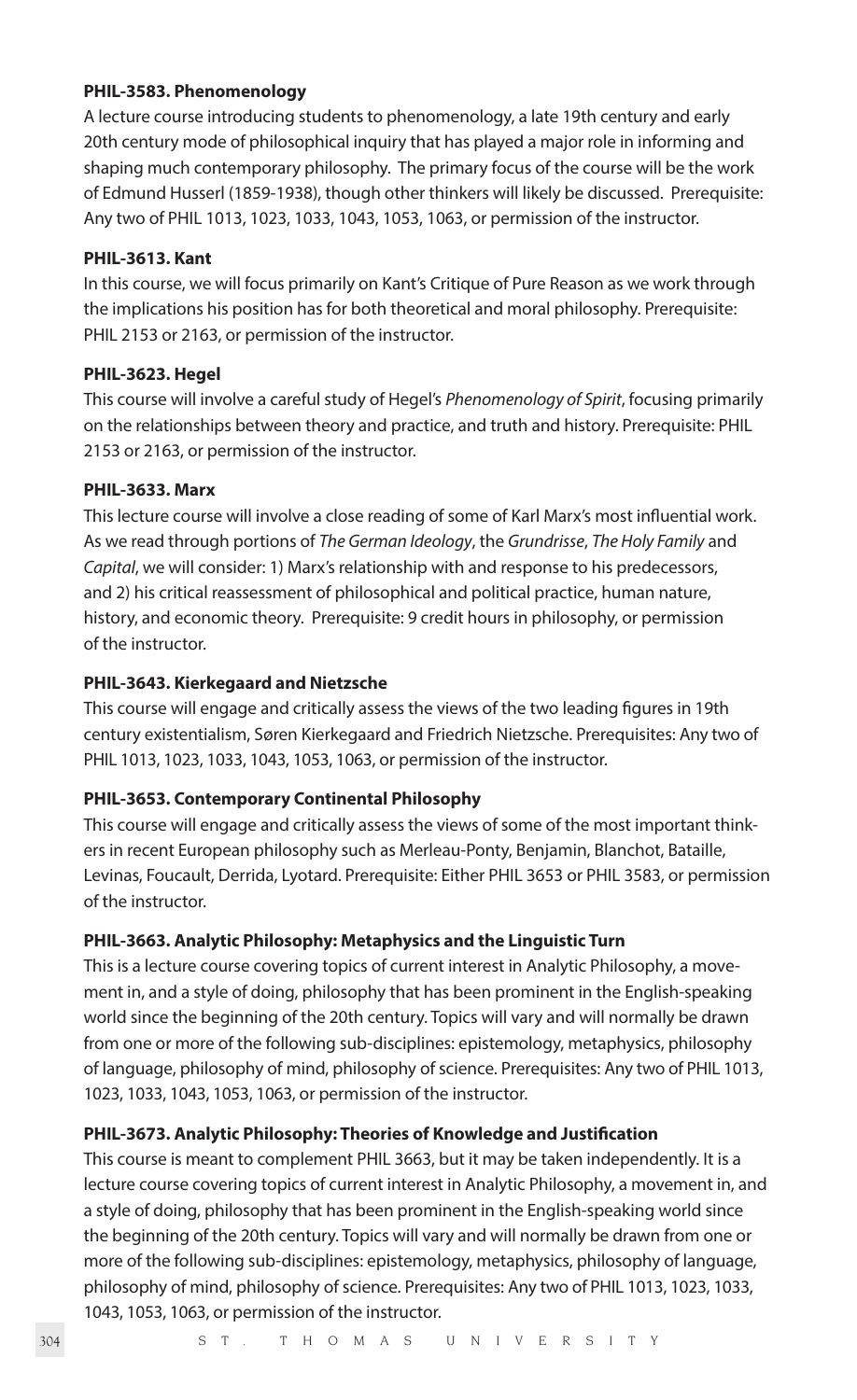**PHIL-3583. Phenomenology**

A lecture course introducing students to phenomenology, a late 19th century and early 20th century mode of philosophical inquiry that has played a major role in informing and shaping much contemporary philosophy. The primary focus of the course will be the work of Edmund Husserl (1859-1938), though other thinkers will likely be discussed. Prerequisite: Any two of PHIL 1013, 1023, 1033, 1043, 1053, 1063, or permission of the instructor.

**PHIL-3613. Kant**

In this course, we will focus primarily on Kant's Critique of Pure Reason as we work through the implications his position has for both theoretical and moral philosophy. Prerequisite: PHIL 2153 or 2163, or permission of the instructor.

**PHIL-3623. Hegel**

This course will involve a careful study of Hegel's *Phenomenology of Spirit*, focusing primarily on the relationships between theory and practice, and truth and history. Prerequisite: PHIL 2153 or 2163, or permission of the instructor.

**PHIL-3633. Marx**

This lecture course will involve a close reading of some of Karl Marx's most influential work. As we read through portions of *The German Ideology*, the *Grundrisse*, *The Holy Family* and *Capital*, we will consider: 1) Marx's relationship with and response to his predecessors, and 2) his critical reassessment of philosophical and political practice, human nature, history, and economic theory. Prerequisite: 9 credit hours in philosophy, or permission of the instructor.

**PHIL-3643. Kierkegaard and Nietzsche**

This course will engage and critically assess the views of the two leading figures in 19th century existentialism, Søren Kierkegaard and Friedrich Nietzsche. Prerequisites: Any two of PHIL 1013, 1023, 1033, 1043, 1053, 1063, or permission of the instructor.

**PHIL-3653. Contemporary Continental Philosophy**

This course will engage and critically assess the views of some of the most important thinkers in recent European philosophy such as Merleau-Ponty, Benjamin, Blanchot, Bataille, Levinas, Foucault, Derrida, Lyotard. Prerequisite: Either PHIL 3653 or PHIL 3583, or permission of the instructor.

**PHIL-3663. Analytic Philosophy: Metaphysics and the Linguistic Turn**

This is a lecture course covering topics of current interest in Analytic Philosophy, a movement in, and a style of doing, philosophy that has been prominent in the English-speaking world since the beginning of the 20th century. Topics will vary and will normally be drawn from one or more of the following sub-disciplines: epistemology, metaphysics, philosophy of language, philosophy of mind, philosophy of science. Prerequisites: Any two of PHIL 1013, 1023, 1033, 1043, 1053, 1063, or permission of the instructor.

**PHIL-3673. Analytic Philosophy: Theories of Knowledge and Justification**

This course is meant to complement PHIL 3663, but it may be taken independently. It is a lecture course covering topics of current interest in Analytic Philosophy, a movement in, and a style of doing, philosophy that has been prominent in the English-speaking world since the beginning of the 20th century. Topics will vary and will normally be drawn from one or more of the following sub-disciplines: epistemology, metaphysics, philosophy of language, philosophy of mind, philosophy of science. Prerequisites: Any two of PHIL 1013, 1023, 1033, 1043, 1053, 1063, or permission of the instructor.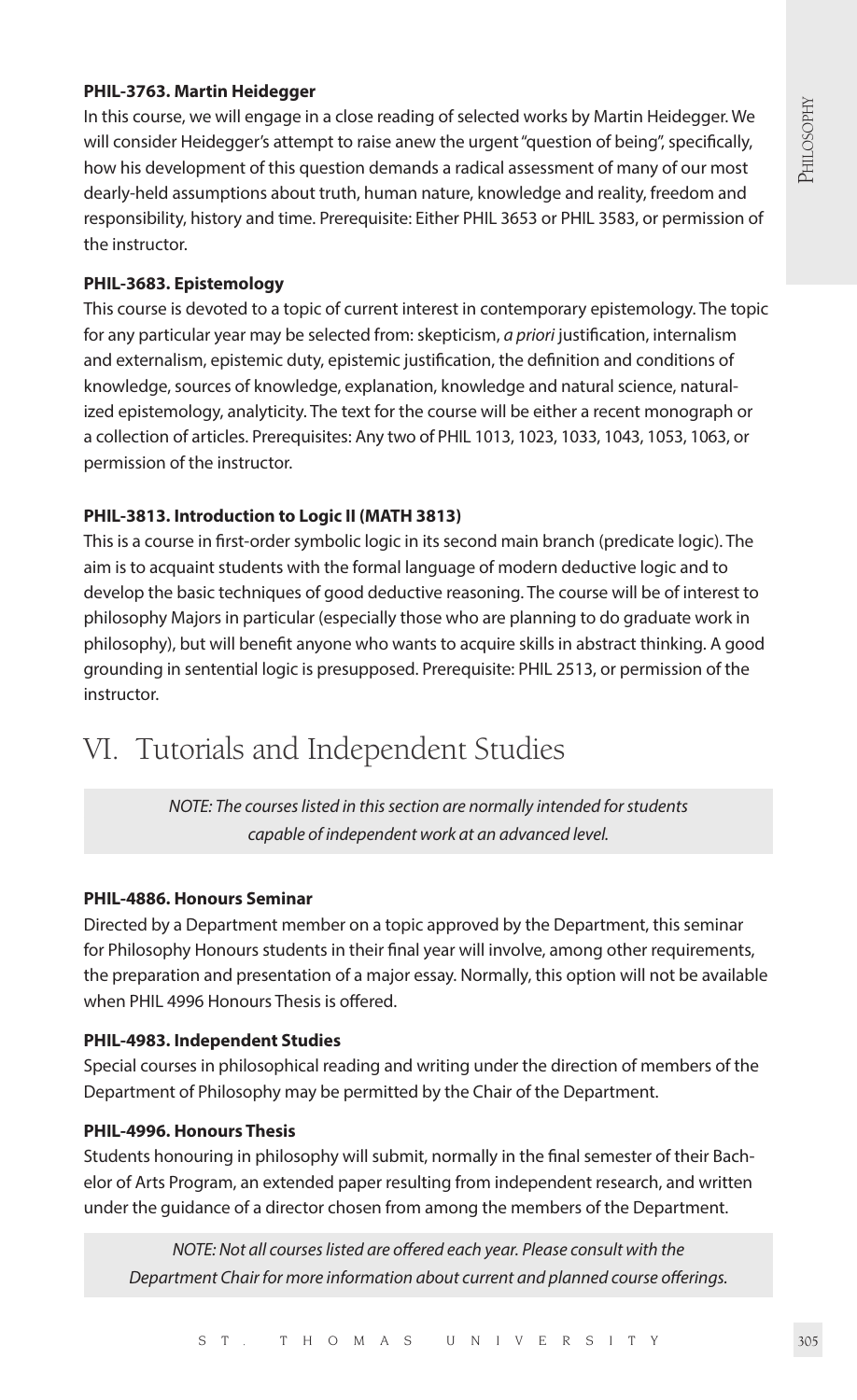**PHIL-3763. Martin Heidegger**

In this course, we will engage in a close reading of selected works by Martin Heidegger. We will consider Heidegger's attempt to raise anew the urgent "question of being", specifically, how his development of this question demands a radical assessment of many of our most dearly-held assumptions about truth, human nature, knowledge and reality, freedom and responsibility, history and time. Prerequisite: Either PHIL 3653 or PHIL 3583, or permission of the instructor.

**PHIL-3683. Epistemology**

This course is devoted to a topic of current interest in contemporary epistemology. The topic for any particular year may be selected from: skepticism, *a priori* justification, internalism and externalism, epistemic duty, epistemic justification, the definition and conditions of knowledge, sources of knowledge, explanation, knowledge and natural science, naturalized epistemology, analyticity. The text for the course will be either a recent monograph or a collection of articles. Prerequisites: Any two of PHIL 1013, 1023, 1033, 1043, 1053, 1063, or permission of the instructor.

**PHIL-3813. Introduction to Logic II (MATH 3813)**

This is a course in first-order symbolic logic in its second main branch (predicate logic). The aim is to acquaint students with the formal language of modern deductive logic and to develop the basic techniques of good deductive reasoning. The course will be of interest to philosophy Majors in particular (especially those who are planning to do graduate work in philosophy), but will benefit anyone who wants to acquire skills in abstract thinking. A good grounding in sentential logic is presupposed. Prerequisite: PHIL 2513, or permission of the instructor.

# VI. Tutorials and Independent Studies

*NOTE: The courses listed in this section are normally intended for students capable of independent work at an advanced level.*

**PHIL-4886. Honours Seminar**

Directed by a Department member on a topic approved by the Department, this seminar for Philosophy Honours students in their final year will involve, among other requirements, the preparation and presentation of a major essay. Normally, this option will not be available when PHIL 4996 Honours Thesis is offered.

**PHIL-4983. Independent Studies**

Special courses in philosophical reading and writing under the direction of members of the Department of Philosophy may be permitted by the Chair of the Department.

**PHIL-4996. Honours Thesis**

Students honouring in philosophy will submit, normally in the final semester of their Bachelor of Arts Program, an extended paper resulting from independent research, and written under the guidance of a director chosen from among the members of the Department.

*NOTE: Not all courses listed are offered each year. Please consult with the Department Chair for more information about current and planned course offerings.*